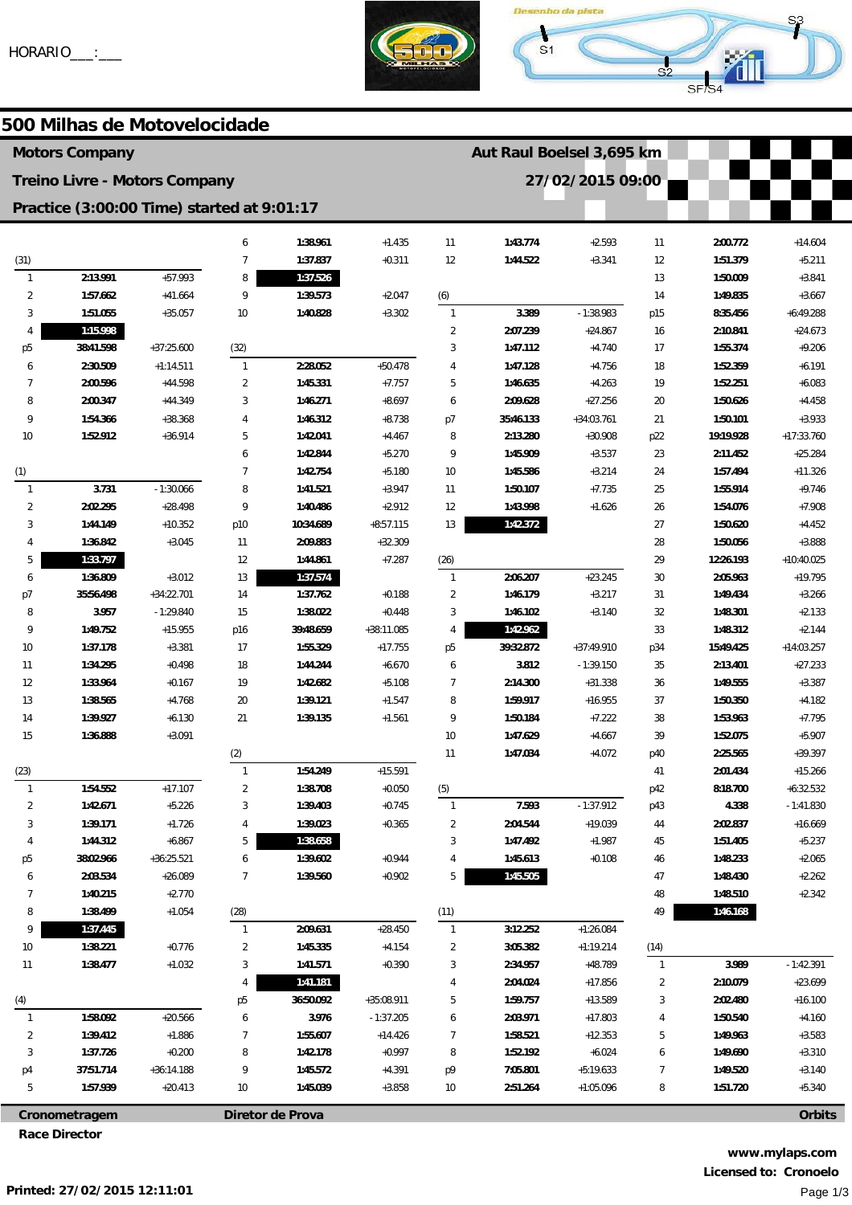HORARIO___:___

Desenho da pista S1 S2 S3 SF/S4

# 500 Milhas de Motovelocidade

**Motors Company** — **Aut Raul Boelsel 3,695 km**

**Treino Livre - Motors Company** — **27/02/2015 09:00**

**Practice (3:00:00 Time) started at 9:01:17**

**(31)**

| Lap | Time | Gap |
|---|---|---|
| 1 | 2:13.991 | +57.993 |
| 2 | 1:57.662 | +41.664 |
| 3 | 1:51.055 | +35.057 |
| 4 | **1:15.998** | |
| p5 | 38:41.598 | +37:25.600 |
| 6 | 2:30.509 | +1:14.511 |
| 7 | 2:00.596 | +44.598 |
| 8 | 2:00.347 | +44.349 |
| 9 | 1:54.366 | +38.368 |
| 10 | 1:52.912 | +36.914 |

**(1)**

| Lap | Time | Gap |
|---|---|---|
| 1 | 3.731 | - 1:30.066 |
| 2 | 2:02.295 | +28.498 |
| 3 | 1:44.149 | +10.352 |
| 4 | 1:36.842 | +3.045 |
| 5 | **1:33.797** | |
| 6 | 1:36.809 | +3.012 |
| p7 | 35:56.498 | +34:22.701 |
| 8 | 3.957 | - 1:29.840 |
| 9 | 1:49.752 | +15.955 |
| 10 | 1:37.178 | +3.381 |
| 11 | 1:34.295 | +0.498 |
| 12 | 1:33.964 | +0.167 |
| 13 | 1:38.565 | +4.768 |
| 14 | 1:39.927 | +6.130 |
| 15 | 1:36.888 | +3.091 |

**(23)**

| Lap | Time | Gap |
|---|---|---|
| 1 | 1:54.552 | +17.107 |
| 2 | 1:42.671 | +5.226 |
| 3 | 1:39.171 | +1.726 |
| 4 | 1:44.312 | +6.867 |
| p5 | 38:02.966 | +36:25.521 |
| 6 | 2:03.534 | +26.089 |
| 7 | 1:40.215 | +2.770 |
| 8 | 1:38.499 | +1.054 |
| 9 | **1:37.445** | |
| 10 | 1:38.221 | +0.776 |
| 11 | 1:38.477 | +1.032 |

**(4)**

| Lap | Time | Gap |
|---|---|---|
| 1 | 1:58.092 | +20.566 |
| 2 | 1:39.412 | +1.886 |
| 3 | 1:37.726 | +0.200 |
| p4 | 37:51.714 | +36:14.188 |
| 5 | 1:57.939 | +20.413 |
| 6 | 1:38.961 | +1.435 |
| 7 | 1:37.837 | +0.311 |
| 8 | **1:37.526** | |
| 9 | 1:39.573 | +2.047 |
| 10 | 1:40.828 | +3.302 |

**(32)**

| Lap | Time | Gap |
|---|---|---|
| 1 | 2:28.052 | +50.478 |
| 2 | 1:45.331 | +7.757 |
| 3 | 1:46.271 | +8.697 |
| 4 | 1:46.312 | +8.738 |
| 5 | 1:42.041 | +4.467 |
| 6 | 1:42.844 | +5.270 |
| 7 | 1:42.754 | +5.180 |
| 8 | 1:41.521 | +3.947 |
| 9 | 1:40.486 | +2.912 |
| p10 | 10:34.689 | +8:57.115 |
| 11 | 2:09.883 | +32.309 |
| 12 | 1:44.861 | +7.287 |
| 13 | **1:37.574** | |
| 14 | 1:37.762 | +0.188 |
| 15 | 1:38.022 | +0.448 |
| p16 | 39:48.659 | +38:11.085 |
| 17 | 1:55.329 | +17.755 |
| 18 | 1:44.244 | +6.670 |
| 19 | 1:42.682 | +5.108 |
| 20 | 1:39.121 | +1.547 |
| 21 | 1:39.135 | +1.561 |

**(2)**

| Lap | Time | Gap |
|---|---|---|
| 1 | 1:54.249 | +15.591 |
| 2 | 1:38.708 | +0.050 |
| 3 | 1:39.403 | +0.745 |
| 4 | 1:39.023 | +0.365 |
| 5 | **1:38.658** | |
| 6 | 1:39.602 | +0.944 |
| 7 | 1:39.560 | +0.902 |

**(28)**

| Lap | Time | Gap |
|---|---|---|
| 1 | 2:09.631 | +28.450 |
| 2 | 1:45.335 | +4.154 |
| 3 | 1:41.571 | +0.390 |
| 4 | **1:41.181** | |
| p5 | 36:50.092 | +35:08.911 |
| 6 | 3.976 | - 1:37.205 |
| 7 | 1:55.607 | +14.426 |
| 8 | 1:42.178 | +0.997 |
| 9 | 1:45.572 | +4.391 |
| 10 | 1:45.039 | +3.858 |
| 11 | 1:43.774 | +2.593 |
| 12 | 1:44.522 | +3.341 |

**(6)**

| Lap | Time | Gap |
|---|---|---|
| 1 | 3.389 | - 1:38.983 |
| 2 | 2:07.239 | +24.867 |
| 3 | 1:47.112 | +4.740 |
| 4 | 1:47.128 | +4.756 |
| 5 | 1:46.635 | +4.263 |
| 6 | 2:09.628 | +27.256 |
| p7 | 35:46.133 | +34:03.761 |
| 8 | 2:13.280 | +30.908 |
| 9 | 1:45.909 | +3.537 |
| 10 | 1:45.586 | +3.214 |
| 11 | 1:50.107 | +7.735 |
| 12 | 1:43.998 | +1.626 |
| 13 | **1:42.372** | |

**(26)**

| Lap | Time | Gap |
|---|---|---|
| 1 | 2:06.207 | +23.245 |
| 2 | 1:46.179 | +3.217 |
| 3 | 1:46.102 | +3.140 |
| 4 | **1:42.962** | |
| p5 | 39:32.872 | +37:49.910 |
| 6 | 3.812 | - 1:39.150 |
| 7 | 2:14.300 | +31.338 |
| 8 | 1:59.917 | +16.955 |
| 9 | 1:50.184 | +7.222 |
| 10 | 1:47.629 | +4.667 |
| 11 | 1:47.034 | +4.072 |

**(5)**

| Lap | Time | Gap |
|---|---|---|
| 1 | 7.593 | - 1:37.912 |
| 2 | 2:04.544 | +19.039 |
| 3 | 1:47.492 | +1.987 |
| 4 | 1:45.613 | +0.108 |
| 5 | **1:45.505** | |

**(11)**

| Lap | Time | Gap |
|---|---|---|
| 1 | 3:12.252 | +1:26.084 |
| 2 | 3:05.382 | +1:19.214 |
| 3 | 2:34.957 | +48.789 |
| 4 | 2:04.024 | +17.856 |
| 5 | 1:59.757 | +13.589 |
| 6 | 2:03.971 | +17.803 |
| 7 | 1:58.521 | +12.353 |
| 8 | 1:52.192 | +6.024 |
| p9 | 7:05.801 | +5:19.633 |
| 10 | 2:51.264 | +1:05.096 |
| 11 | 2:00.772 | +14.604 |
| 12 | 1:51.379 | +5.211 |
| 13 | 1:50.009 | +3.841 |
| 14 | 1:49.835 | +3.667 |
| p15 | 8:35.456 | +6:49.288 |
| 16 | 2:10.841 | +24.673 |
| 17 | 1:55.374 | +9.206 |
| 18 | 1:52.359 | +6.191 |
| 19 | 1:52.251 | +6.083 |
| 20 | 1:50.626 | +4.458 |
| 21 | 1:50.101 | +3.933 |
| p22 | 19:19.928 | +17:33.760 |
| 23 | 2:11.452 | +25.284 |
| 24 | 1:57.494 | +11.326 |
| 25 | 1:55.914 | +9.746 |
| 26 | 1:54.076 | +7.908 |
| 27 | 1:50.620 | +4.452 |
| 28 | 1:50.056 | +3.888 |
| 29 | 12:26.193 | +10:40.025 |
| 30 | 2:05.963 | +19.795 |
| 31 | 1:49.434 | +3.266 |
| 32 | 1:48.301 | +2.133 |
| 33 | 1:48.312 | +2.144 |
| p34 | 15:49.425 | +14:03.257 |
| 35 | 2:13.401 | +27.233 |
| 36 | 1:49.555 | +3.387 |
| 37 | 1:50.350 | +4.182 |
| 38 | 1:53.963 | +7.795 |
| 39 | 1:52.075 | +5.907 |
| p40 | 2:25.565 | +39.397 |
| 41 | 2:01.434 | +15.266 |
| p42 | 8:18.700 | +6:32.532 |
| p43 | 4.338 | - 1:41.830 |
| 44 | 2:02.837 | +16.669 |
| 45 | 1:51.405 | +5.237 |
| 46 | 1:48.233 | +2.065 |
| 47 | 1:48.430 | +2.262 |
| 48 | 1:48.510 | +2.342 |
| 49 | **1:46.168** | |

**(14)**

| Lap | Time | Gap |
|---|---|---|
| 1 | 3.989 | - 1:42.391 |
| 2 | 2:10.079 | +23.699 |
| 3 | 2:02.480 | +16.100 |
| 4 | 1:50.540 | +4.160 |
| 5 | 1:49.963 | +3.583 |
| 6 | 1:49.690 | +3.310 |
| 7 | 1:49.520 | +3.140 |
| 8 | 1:51.720 | +5.340 |

**Cronometragem** — **Diretor de Prova** — **Orbits**

**Race Director**

**www.mylaps.com**

**Licensed to: Cronoelo**

**Printed: 27/02/2015 12:11:01**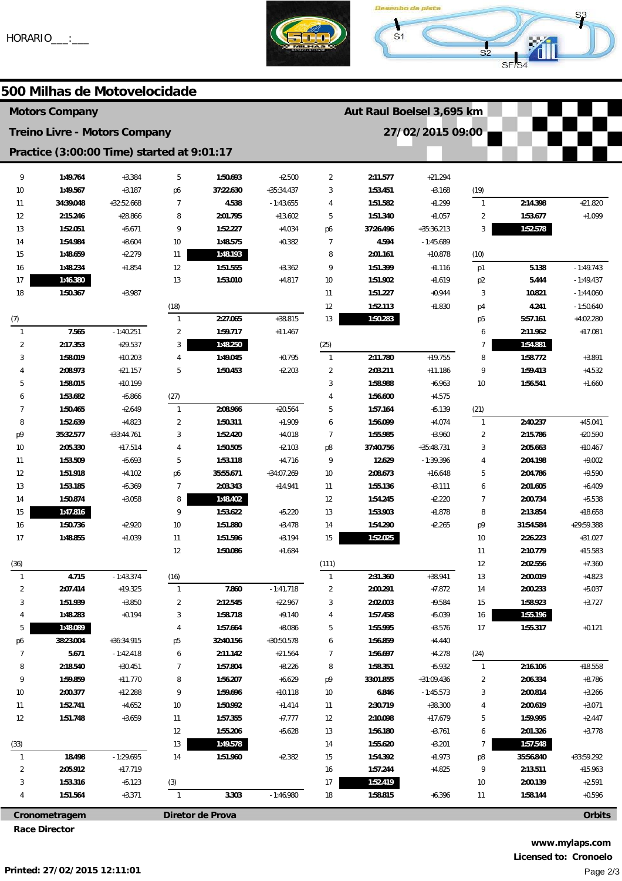HORARIO___:___

Desenho da pista — S1, S2, S3, SF/S4

## 500 Milhas de Motovelocidade

**Motors Company** — **Aut Raul Boelsel 3,695 km**

**Treino Livre - Motors Company** — **27/02/2015 09:00**

**Practice (3:00:00 Time) started at 9:01:17**

| Lap | Time | Diff |
|---|---|---|
| 9 | 1:49.764 | +3.384 |
| 10 | 1:49.567 | +3.187 |
| 11 | 34:39.048 | +32:52.668 |
| 12 | 2:15.246 | +28.866 |
| 13 | 1:52.051 | +5.671 |
| 14 | 1:54.984 | +8.604 |
| 15 | 1:48.659 | +2.279 |
| 16 | 1:48.234 | +1.854 |
| 17 | **1:46.380** | |
| 18 | 1:50.367 | +3.987 |

**(7)**

| Lap | Time | Diff |
|---|---|---|
| 1 | 7.565 | - 1:40.251 |
| 2 | 2:17.353 | +29.537 |
| 3 | 1:58.019 | +10.203 |
| 4 | 2:08.973 | +21.157 |
| 5 | 1:58.015 | +10.199 |
| 6 | 1:53.682 | +5.866 |
| 7 | 1:50.465 | +2.649 |
| 8 | 1:52.639 | +4.823 |
| p9 | 35:32.577 | +33:44.761 |
| 10 | 2:05.330 | +17.514 |
| 11 | 1:53.509 | +5.693 |
| 12 | 1:51.918 | +4.102 |
| 13 | 1:53.185 | +5.369 |
| 14 | 1:50.874 | +3.058 |
| 15 | **1:47.816** | |
| 16 | 1:50.736 | +2.920 |
| 17 | 1:48.855 | +1.039 |

**(36)**

| Lap | Time | Diff |
|---|---|---|
| 1 | 4.715 | - 1:43.374 |
| 2 | 2:07.414 | +19.325 |
| 3 | 1:51.939 | +3.850 |
| 4 | 1:48.283 | +0.194 |
| 5 | **1:48.089** | |
| p6 | 38:23.004 | +36:34.915 |
| 7 | 5.671 | - 1:42.418 |
| 8 | 2:18.540 | +30.451 |
| 9 | 1:59.859 | +11.770 |
| 10 | 2:00.377 | +12.288 |
| 11 | 1:52.741 | +4.652 |
| 12 | 1:51.748 | +3.659 |

**(33)**

| Lap | Time | Diff |
|---|---|---|
| 1 | 18.498 | - 1:29.695 |
| 2 | 2:05.912 | +17.719 |
| 3 | 1:53.316 | +5.123 |
| 4 | 1:51.564 | +3.371 |

| Lap | Time | Diff |
|---|---|---|
| 5 | 1:50.693 | +2.500 |
| p6 | 37:22.630 | +35:34.437 |
| 7 | 4.538 | - 1:43.655 |
| 8 | 2:01.795 | +13.602 |
| 9 | 1:52.227 | +4.034 |
| 10 | 1:48.575 | +0.382 |
| 11 | **1:48.193** | |
| 12 | 1:51.555 | +3.362 |
| 13 | 1:53.010 | +4.817 |

**(18)**

| Lap | Time | Diff |
|---|---|---|
| 1 | 2:27.065 | +38.815 |
| 2 | 1:59.717 | +11.467 |
| 3 | **1:48.250** | |
| 4 | 1:49.045 | +0.795 |
| 5 | 1:50.453 | +2.203 |

**(27)**

| Lap | Time | Diff |
|---|---|---|
| 1 | 2:08.966 | +20.564 |
| 2 | 1:50.311 | +1.909 |
| 3 | 1:52.420 | +4.018 |
| 4 | 1:50.505 | +2.103 |
| 5 | 1:53.118 | +4.716 |
| p6 | 35:55.671 | +34:07.269 |
| 7 | 2:03.343 | +14.941 |
| 8 | **1:48.402** | |
| 9 | 1:53.622 | +5.220 |
| 10 | 1:51.880 | +3.478 |
| 11 | 1:51.596 | +3.194 |
| 12 | 1:50.086 | +1.684 |

**(16)**

| Lap | Time | Diff |
|---|---|---|
| 1 | 7.860 | - 1:41.718 |
| 2 | 2:12.545 | +22.967 |
| 3 | 1:58.718 | +9.140 |
| 4 | 1:57.664 | +8.086 |
| p5 | 32:40.156 | +30:50.578 |
| 6 | 2:11.142 | +21.564 |
| 7 | 1:57.804 | +8.226 |
| 8 | 1:56.207 | +6.629 |
| 9 | 1:59.696 | +10.118 |
| 10 | 1:50.992 | +1.414 |
| 11 | 1:57.355 | +7.777 |
| 12 | 1:55.206 | +5.628 |
| 13 | **1:49.578** | |
| 14 | 1:51.960 | +2.382 |

**(3)**

| Lap | Time | Diff |
|---|---|---|
| 1 | 3.303 | - 1:46.980 |

| Lap | Time | Diff |
|---|---|---|
| 2 | 2:11.577 | +21.294 |
| 3 | 1:53.451 | +3.168 |
| 4 | 1:51.582 | +1.299 |
| 5 | 1:51.340 | +1.057 |
| p6 | 37:26.496 | +35:36.213 |
| 7 | 4.594 | - 1:45.689 |
| 8 | 2:01.161 | +10.878 |
| 9 | 1:51.399 | +1.116 |
| 10 | 1:51.902 | +1.619 |
| 11 | 1:51.227 | +0.944 |
| 12 | 1:52.113 | +1.830 |
| 13 | **1:50.283** | |

**(25)**

| Lap | Time | Diff |
|---|---|---|
| 1 | 2:11.780 | +19.755 |
| 2 | 2:03.211 | +11.186 |
| 3 | 1:58.988 | +6.963 |
| 4 | 1:56.600 | +4.575 |
| 5 | 1:57.164 | +5.139 |
| 6 | 1:56.099 | +4.074 |
| 7 | 1:55.985 | +3.960 |
| p8 | 37:40.756 | +35:48.731 |
| 9 | 12.629 | - 1:39.396 |
| 10 | 2:08.673 | +16.648 |
| 11 | 1:55.136 | +3.111 |
| 12 | 1:54.245 | +2.220 |
| 13 | 1:53.903 | +1.878 |
| 14 | 1:54.290 | +2.265 |
| 15 | **1:52.025** | |

**(111)**

| Lap | Time | Diff |
|---|---|---|
| 1 | 2:31.360 | +38.941 |
| 2 | 2:00.291 | +7.872 |
| 3 | 2:02.003 | +9.584 |
| 4 | 1:57.458 | +5.039 |
| 5 | 1:55.995 | +3.576 |
| 6 | 1:56.859 | +4.440 |
| 7 | 1:56.697 | +4.278 |
| 8 | 1:58.351 | +5.932 |
| p9 | 33:01.855 | +31:09.436 |
| 10 | 6.846 | - 1:45.573 |
| 11 | 2:30.719 | +38.300 |
| 12 | 2:10.098 | +17.679 |
| 13 | 1:56.180 | +3.761 |
| 14 | 1:55.620 | +3.201 |
| 15 | 1:54.392 | +1.973 |
| 16 | 1:57.244 | +4.825 |
| 17 | **1:52.419** | |
| 18 | 1:58.815 | +6.396 |

**(19)**

| Lap | Time | Diff |
|---|---|---|
| 1 | 2:14.398 | +21.820 |
| 2 | 1:53.677 | +1.099 |
| 3 | **1:52.578** | |

**(10)**

| Lap | Time | Diff |
|---|---|---|
| p1 | 5.138 | - 1:49.743 |
| p2 | 5.444 | - 1:49.437 |
| 3 | 10.821 | - 1:44.060 |
| p4 | 4.241 | - 1:50.640 |
| p5 | 5:57.161 | +4:02.280 |
| 6 | 2:11.962 | +17.081 |
| 7 | **1:54.881** | |
| 8 | 1:58.772 | +3.891 |
| 9 | 1:59.413 | +4.532 |
| 10 | 1:56.541 | +1.660 |

**(21)**

| Lap | Time | Diff |
|---|---|---|
| 1 | 2:40.237 | +45.041 |
| 2 | 2:15.786 | +20.590 |
| 3 | 2:05.663 | +10.467 |
| 4 | 2:04.198 | +9.002 |
| 5 | 2:04.786 | +9.590 |
| 6 | 2:01.605 | +6.409 |
| 7 | 2:00.734 | +5.538 |
| 8 | 2:13.854 | +18.658 |
| p9 | 31:54.584 | +29:59.388 |
| 10 | 2:26.223 | +31.027 |
| 11 | 2:10.779 | +15.583 |
| 12 | 2:02.556 | +7.360 |
| 13 | 2:00.019 | +4.823 |
| 14 | 2:00.233 | +5.037 |
| 15 | 1:58.923 | +3.727 |
| 16 | **1:55.196** | |
| 17 | 1:55.317 | +0.121 |

**(24)**

| Lap | Time | Diff |
|---|---|---|
| 1 | 2:16.106 | +18.558 |
| 2 | 2:06.334 | +8.786 |
| 3 | 2:00.814 | +3.266 |
| 4 | 2:00.619 | +3.071 |
| 5 | 1:59.995 | +2.447 |
| 6 | 2:01.326 | +3.778 |
| 7 | **1:57.548** | |
| p8 | 35:56.840 | +33:59.292 |
| 9 | 2:13.511 | +15.963 |
| 10 | 2:00.139 | +2.591 |
| 11 | 1:58.144 | +0.596 |

**Cronometragem** — **Diretor de Prova** — **Orbits**

**Race Director**

**www.mylaps.com**

**Licensed to: Cronoelo**

**Printed: 27/02/2015 12:11:01**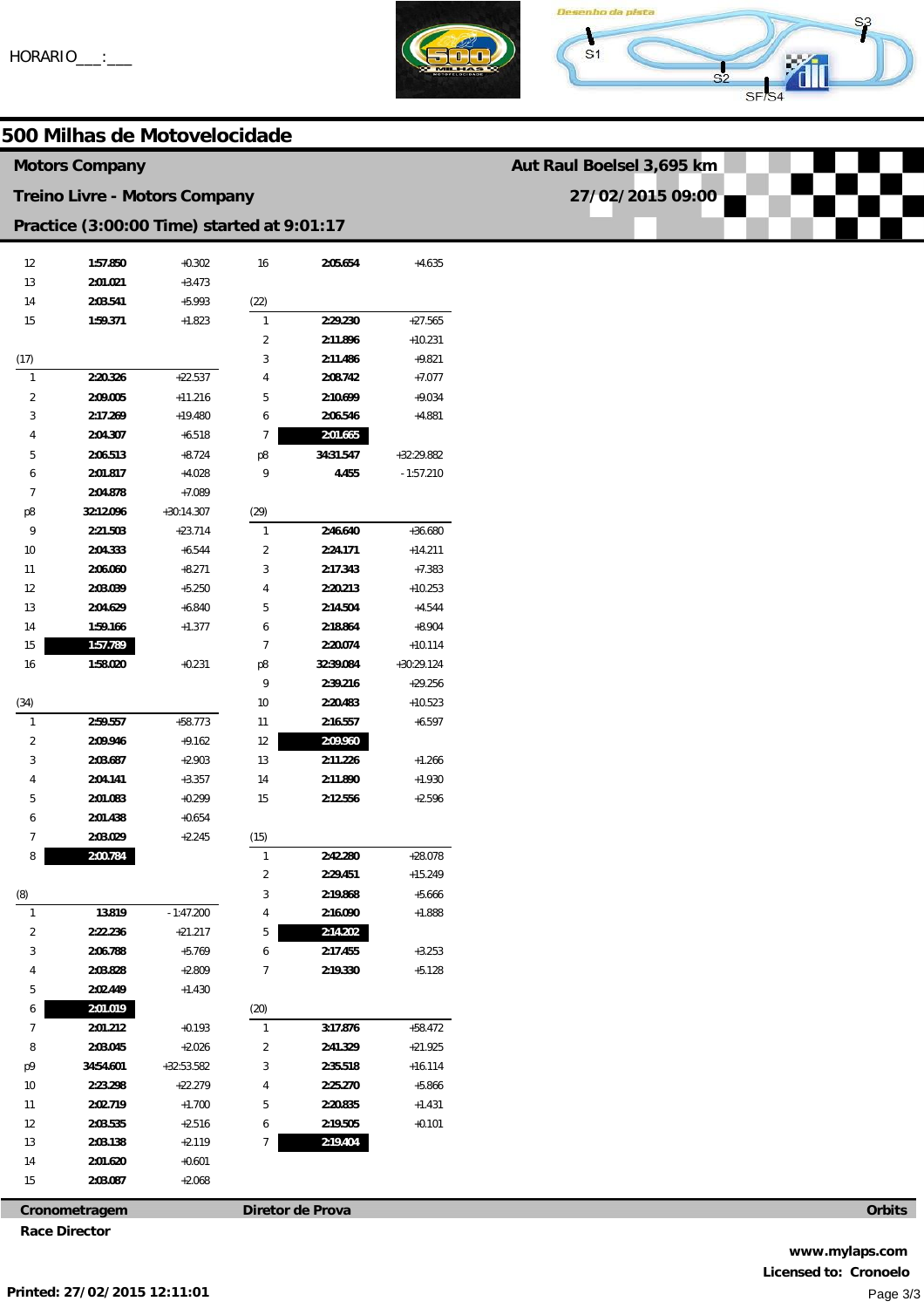HORARIO___:___

Desenho da pista

S1 S2 S3 SF/S4

## 500 Milhas de Motovelocidade

**Motors Company**

**Treino Livre - Motors Company**

**Practice (3:00:00 Time) started at 9:01:17**

**Aut Raul Boelsel 3,695 km**

**27/02/2015 09:00**

| | | |
|---|---|---|
| 12 | 1:57.850 | +0.302 |
| 13 | 2:01.021 | +3.473 |
| 14 | 2:03.541 | +5.993 |
| 15 | 1:59.371 | +1.823 |
| (17) | | |
| 1 | 2:20.326 | +22.537 |
| 2 | 2:09.005 | +11.216 |
| 3 | 2:17.269 | +19.480 |
| 4 | 2:04.307 | +6.518 |
| 5 | 2:06.513 | +8.724 |
| 6 | 2:01.817 | +4.028 |
| 7 | 2:04.878 | +7.089 |
| p8 | 32:12.096 | +30:14.307 |
| 9 | 2:21.503 | +23.714 |
| 10 | 2:04.333 | +6.544 |
| 11 | 2:06.060 | +8.271 |
| 12 | 2:03.039 | +5.250 |
| 13 | 2:04.629 | +6.840 |
| 14 | 1:59.166 | +1.377 |
| 15 | 1:57.789 | |
| 16 | 1:58.020 | +0.231 |
| (34) | | |
| 1 | 2:59.557 | +58.773 |
| 2 | 2:09.946 | +9.162 |
| 3 | 2:03.687 | +2.903 |
| 4 | 2:04.141 | +3.357 |
| 5 | 2:01.083 | +0.299 |
| 6 | 2:01.438 | +0.654 |
| 7 | 2:03.029 | +2.245 |
| 8 | 2:00.784 | |
| (8) | | |
| 1 | 13.819 | - 1:47.200 |
| 2 | 2:22.236 | +21.217 |
| 3 | 2:06.788 | +5.769 |
| 4 | 2:03.828 | +2.809 |
| 5 | 2:02.449 | +1.430 |
| 6 | 2:01.019 | |
| 7 | 2:01.212 | +0.193 |
| 8 | 2:03.045 | +2.026 |
| p9 | 34:54.601 | +32:53.582 |
| 10 | 2:23.298 | +22.279 |
| 11 | 2:02.719 | +1.700 |
| 12 | 2:03.535 | +2.516 |
| 13 | 2:03.138 | +2.119 |
| 14 | 2:01.620 | +0.601 |
| 15 | 2:03.087 | +2.068 |

| | | |
|---|---|---|
| 16 | 2:05.654 | +4.635 |
| (22) | | |
| 1 | 2:29.230 | +27.565 |
| 2 | 2:11.896 | +10.231 |
| 3 | 2:11.486 | +9.821 |
| 4 | 2:08.742 | +7.077 |
| 5 | 2:10.699 | +9.034 |
| 6 | 2:06.546 | +4.881 |
| 7 | 2:01.665 | |
| p8 | 34:31.547 | +32:29.882 |
| 9 | 4.455 | - 1:57.210 |
| (29) | | |
| 1 | 2:46.640 | +36.680 |
| 2 | 2:24.171 | +14.211 |
| 3 | 2:17.343 | +7.383 |
| 4 | 2:20.213 | +10.253 |
| 5 | 2:14.504 | +4.544 |
| 6 | 2:18.864 | +8.904 |
| 7 | 2:20.074 | +10.114 |
| p8 | 32:39.084 | +30:29.124 |
| 9 | 2:39.216 | +29.256 |
| 10 | 2:20.483 | +10.523 |
| 11 | 2:16.557 | +6.597 |
| 12 | 2:09.960 | |
| 13 | 2:11.226 | +1.266 |
| 14 | 2:11.890 | +1.930 |
| 15 | 2:12.556 | +2.596 |
| (15) | | |
| 1 | 2:42.280 | +28.078 |
| 2 | 2:29.451 | +15.249 |
| 3 | 2:19.868 | +5.666 |
| 4 | 2:16.090 | +1.888 |
| 5 | 2:14.202 | |
| 6 | 2:17.455 | +3.253 |
| 7 | 2:19.330 | +5.128 |
| (20) | | |
| 1 | 3:17.876 | +58.472 |
| 2 | 2:41.329 | +21.925 |
| 3 | 2:35.518 | +16.114 |
| 4 | 2:25.270 | +5.866 |
| 5 | 2:20.835 | +1.431 |
| 6 | 2:19.505 | +0.101 |
| 7 | 2:19.404 | |

**Cronometragem** **Diretor de Prova** **Orbits**

**Race Director**

**www.mylaps.com**

**Licensed to: Cronoelo**

**Printed: 27/02/2015 12:11:01**